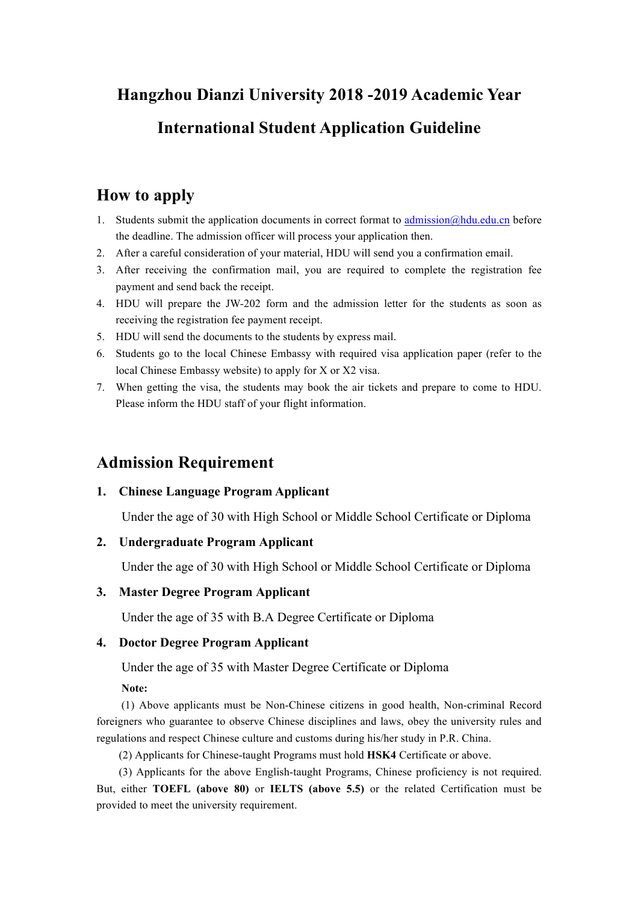# Hangzhou Dianzi University 2018 -2019 Academic Year International Student Application Guideline

## How to apply

1. Students submit the application documents in correct format to admission@hdu.edu.cn before the deadline. The admission officer will process your application then.
2. After a careful consideration of your material, HDU will send you a confirmation email.
3. After receiving the confirmation mail, you are required to complete the registration fee payment and send back the receipt.
4. HDU will prepare the JW-202 form and the admission letter for the students as soon as receiving the registration fee payment receipt.
5. HDU will send the documents to the students by express mail.
6. Students go to the local Chinese Embassy with required visa application paper (refer to the local Chinese Embassy website) to apply for X or X2 visa.
7. When getting the visa, the students may book the air tickets and prepare to come to HDU. Please inform the HDU staff of your flight information.

## Admission Requirement

**1. Chinese Language Program Applicant**

Under the age of 30 with High School or Middle School Certificate or Diploma

**2. Undergraduate Program Applicant**

Under the age of 30 with High School or Middle School Certificate or Diploma

**3. Master Degree Program Applicant**

Under the age of 35 with B.A Degree Certificate or Diploma

**4. Doctor Degree Program Applicant**

Under the age of 35 with Master Degree Certificate or Diploma

**Note:**

(1) Above applicants must be Non-Chinese citizens in good health, Non-criminal Record foreigners who guarantee to observe Chinese disciplines and laws, obey the university rules and regulations and respect Chinese culture and customs during his/her study in P.R. China.

(2) Applicants for Chinese-taught Programs must hold **HSK4** Certificate or above.

(3) Applicants for the above English-taught Programs, Chinese proficiency is not required. But, either **TOEFL (above 80)** or **IELTS (above 5.5)** or the related Certification must be provided to meet the university requirement.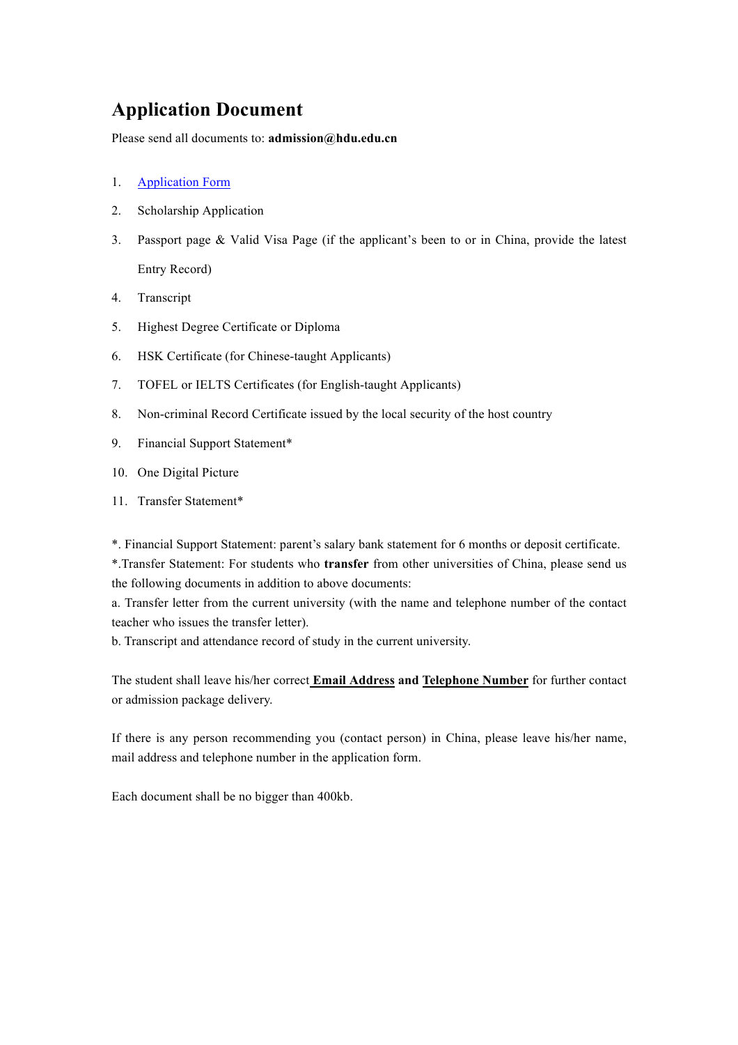# Application Document

Please send all documents to: **admission@hdu.edu.cn**

1. Application Form
2. Scholarship Application
3. Passport page & Valid Visa Page (if the applicant's been to or in China, provide the latest Entry Record)
4. Transcript
5. Highest Degree Certificate or Diploma
6. HSK Certificate (for Chinese-taught Applicants)
7. TOFEL or IELTS Certificates (for English-taught Applicants)
8. Non-criminal Record Certificate issued by the local security of the host country
9. Financial Support Statement*
10. One Digital Picture
11. Transfer Statement*

*. Financial Support Statement: parent's salary bank statement for 6 months or deposit certificate.

*.Transfer Statement: For students who **transfer** from other universities of China, please send us the following documents in addition to above documents:

a. Transfer letter from the current university (with the name and telephone number of the contact teacher who issues the transfer letter).

b. Transcript and attendance record of study in the current university.

The student shall leave his/her correct **Email Address and Telephone Number** for further contact or admission package delivery.

If there is any person recommending you (contact person) in China, please leave his/her name, mail address and telephone number in the application form.

Each document shall be no bigger than 400kb.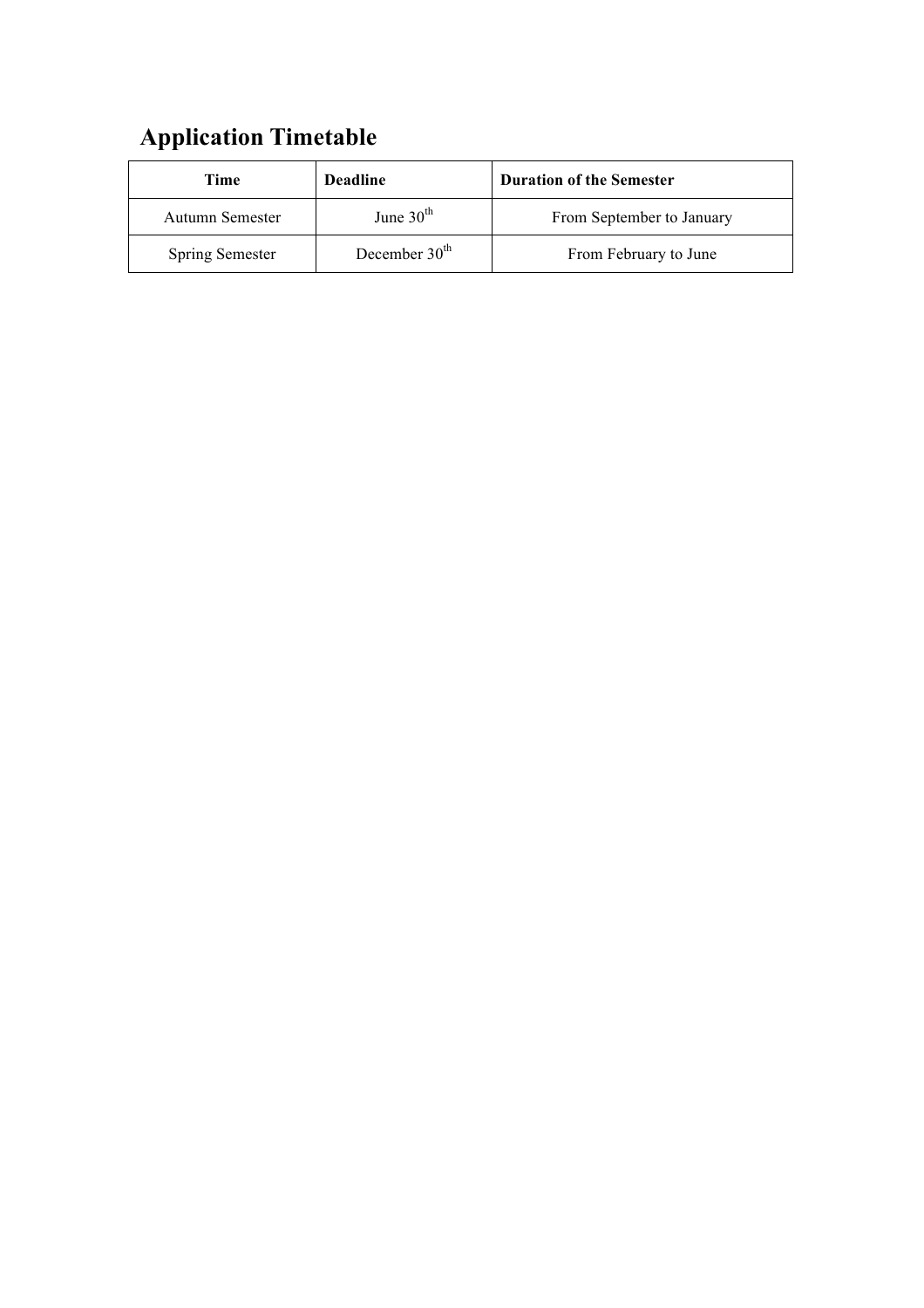## Application Timetable

| Time | Deadline | Duration of the Semester |
| --- | --- | --- |
| Autumn Semester | June 30th | From September to January |
| Spring Semester | December 30th | From February to June |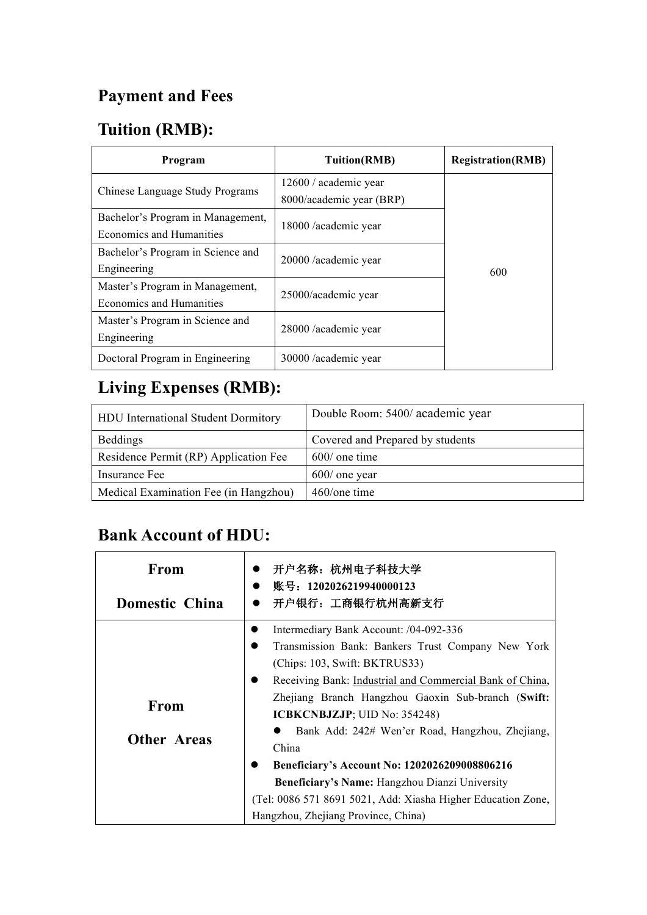## Payment and Fees

## Tuition (RMB):

| Program | Tuition(RMB) | Registration(RMB) |
|---|---|---|
| Chinese Language Study Programs | 12600 / academic year<br>8000/academic year (BRP) | 600 |
| Bachelor's Program in Management, Economics and Humanities | 18000 /academic year | |
| Bachelor's Program in Science and Engineering | 20000 /academic year | |
| Master's Program in Management, Economics and Humanities | 25000/academic year | |
| Master's Program in Science and Engineering | 28000 /academic year | |
| Doctoral Program in Engineering | 30000 /academic year | |

## Living Expenses (RMB):

| | |
|---|---|
| HDU International Student Dormitory | Double Room: 5400/ academic year |
| Beddings | Covered and Prepared by students |
| Residence Permit (RP) Application Fee | 600/ one time |
| Insurance Fee | 600/ one year |
| Medical Examination Fee (in Hangzhou) | 460/one time |

## Bank Account of HDU:

| | |
|---|---|
| **From Domestic China** | • 开户名称：杭州电子科技大学<br>• 账号：1202026219940000123<br>• 开户银行：工商银行杭州高新支行 |
| **From Other Areas** | • Intermediary Bank Account: /04-092-336<br>• Transmission Bank: Bankers Trust Company New York (Chips: 103, Swift: BKTRUS33)<br>• Receiving Bank: Industrial and Commercial Bank of China, Zhejiang Branch Hangzhou Gaoxin Sub-branch (**Swift: ICBKCNBJZJP**; UID No: 354248)<br>• Bank Add: 242# Wen'er Road, Hangzhou, Zhejiang, China<br>• **Beneficiary's Account No: 1202026209008806216**<br>**Beneficiary's Name:** Hangzhou Dianzi University<br>(Tel: 0086 571 8691 5021, Add: Xiasha Higher Education Zone, Hangzhou, Zhejiang Province, China) |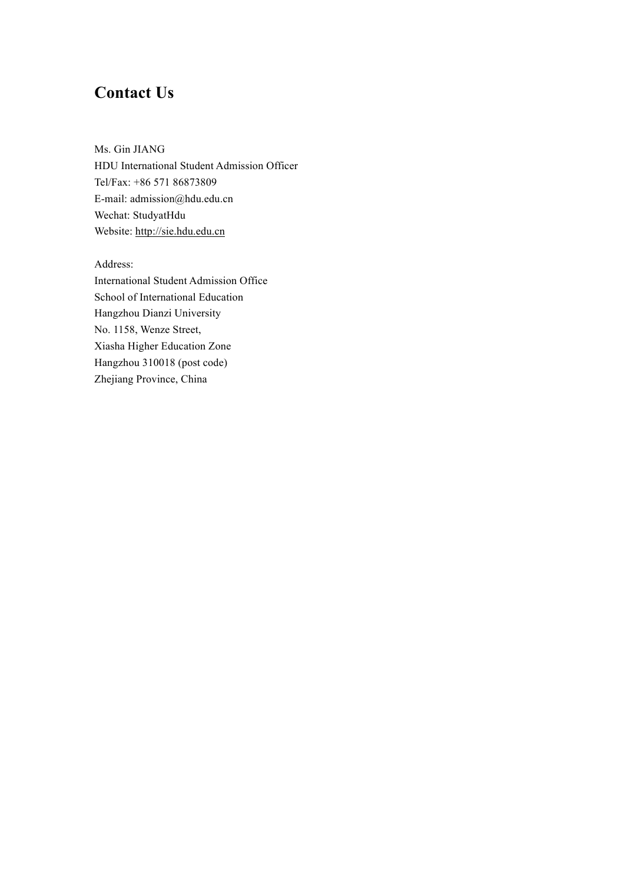## Contact Us

Ms. Gin JIANG  
HDU International Student Admission Officer  
Tel/Fax: +86 571 86873809  
E-mail: admission@hdu.edu.cn  
Wechat: StudyatHdu  
Website: http://sie.hdu.edu.cn

Address:  
International Student Admission Office  
School of International Education  
Hangzhou Dianzi University  
No. 1158, Wenze Street,  
Xiasha Higher Education Zone  
Hangzhou 310018 (post code)  
Zhejiang Province, China